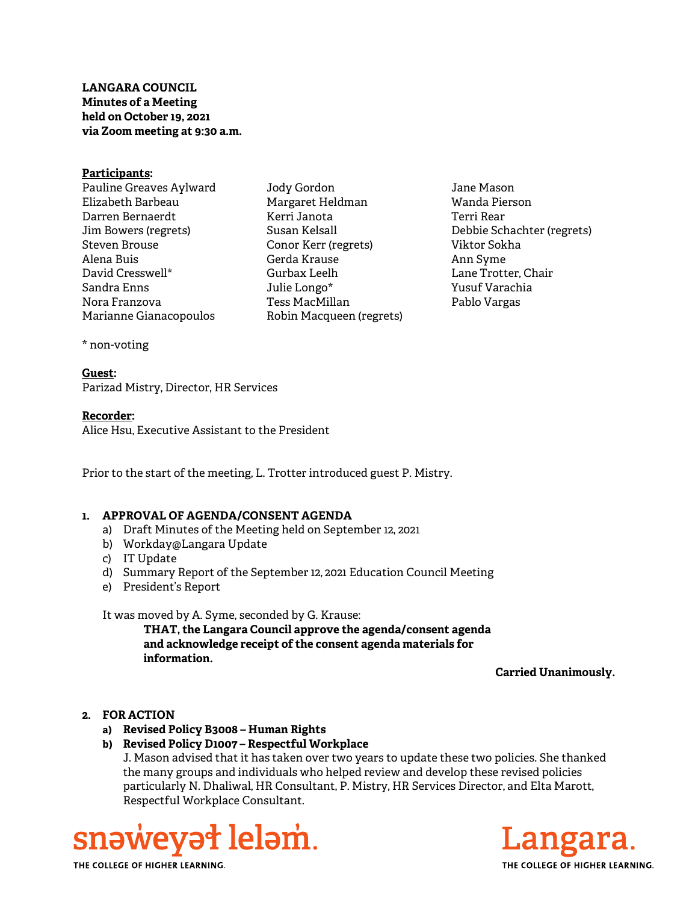**LANGARA COUNCIL**
**Minutes of a Meeting**
**held on October 19, 2021**
**via Zoom meeting at 9:30 a.m.**

**Participants:**

Pauline Greaves Aylward
Elizabeth Barbeau
Darren Bernaerdt
Jim Bowers (regrets)
Steven Brouse
Alena Buis
David Cresswell*
Sandra Enns
Nora Franzova
Marianne Gianacopoulos
Jody Gordon
Margaret Heldman
Kerri Janota
Susan Kelsall
Conor Kerr (regrets)
Gerda Krause
Gurbax Leelh
Julie Longo*
Tess MacMillan
Robin Macqueen (regrets)
Jane Mason
Wanda Pierson
Terri Rear
Debbie Schachter (regrets)
Viktor Sokha
Ann Syme
Lane Trotter, Chair
Yusuf Varachia
Pablo Vargas

* non-voting

**Guest:**
Parizad Mistry, Director, HR Services

**Recorder:**
Alice Hsu, Executive Assistant to the President

Prior to the start of the meeting, L. Trotter introduced guest P. Mistry.

1. **APPROVAL OF AGENDA/CONSENT AGENDA**
   a) Draft Minutes of the Meeting held on September 12, 2021
   b) Workday@Langara Update
   c) IT Update
   d) Summary Report of the September 12, 2021 Education Council Meeting
   e) President's Report

   It was moved by A. Syme, seconded by G. Krause:

   **THAT, the Langara Council approve the agenda/consent agenda and acknowledge receipt of the consent agenda materials for information.**

   **Carried Unanimously.**

2. **FOR ACTION**
   **a) Revised Policy B3008 – Human Rights**
   **b) Revised Policy D1007 – Respectful Workplace**
   J. Mason advised that it has taken over two years to update these two policies. She thanked the many groups and individuals who helped review and develop these revised policies particularly N. Dhaliwal, HR Consultant, P. Mistry, HR Services Director, and Elta Marott, Respectful Workplace Consultant.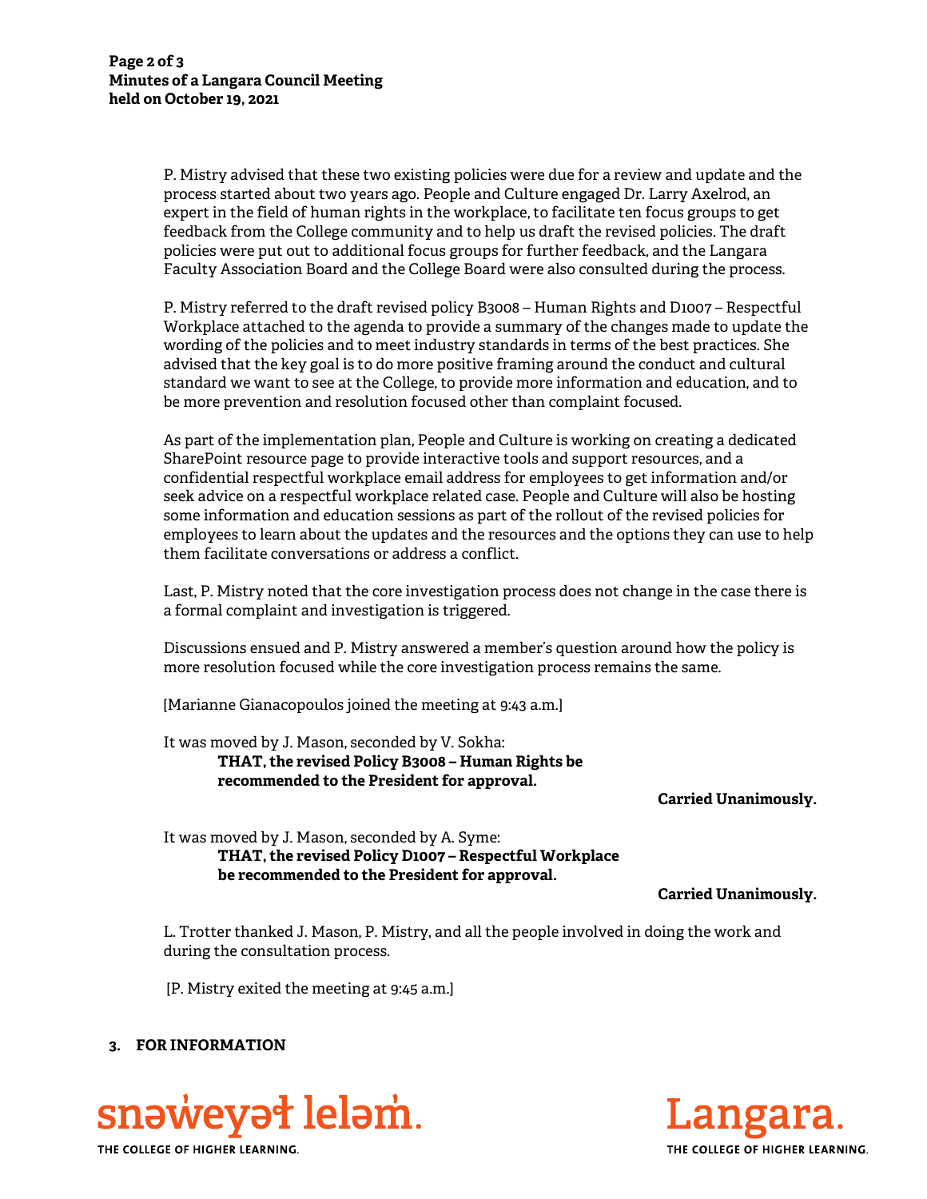P. Mistry advised that these two existing policies were due for a review and update and the process started about two years ago. People and Culture engaged Dr. Larry Axelrod, an expert in the field of human rights in the workplace, to facilitate ten focus groups to get feedback from the College community and to help us draft the revised policies. The draft policies were put out to additional focus groups for further feedback, and the Langara Faculty Association Board and the College Board were also consulted during the process.

P. Mistry referred to the draft revised policy B3008 – Human Rights and D1007 – Respectful Workplace attached to the agenda to provide a summary of the changes made to update the wording of the policies and to meet industry standards in terms of the best practices. She advised that the key goal is to do more positive framing around the conduct and cultural standard we want to see at the College, to provide more information and education, and to be more prevention and resolution focused other than complaint focused.

As part of the implementation plan, People and Culture is working on creating a dedicated SharePoint resource page to provide interactive tools and support resources, and a confidential respectful workplace email address for employees to get information and/or seek advice on a respectful workplace related case. People and Culture will also be hosting some information and education sessions as part of the rollout of the revised policies for employees to learn about the updates and the resources and the options they can use to help them facilitate conversations or address a conflict.

Last, P. Mistry noted that the core investigation process does not change in the case there is a formal complaint and investigation is triggered.

Discussions ensued and P. Mistry answered a member's question around how the policy is more resolution focused while the core investigation process remains the same.

[Marianne Gianacopoulos joined the meeting at 9:43 a.m.]

It was moved by J. Mason, seconded by V. Sokha:

**THAT, the revised Policy B3008 – Human Rights be recommended to the President for approval.**

**Carried Unanimously.**

It was moved by J. Mason, seconded by A. Syme:

**THAT, the revised Policy D1007 – Respectful Workplace be recommended to the President for approval.**

**Carried Unanimously.**

L. Trotter thanked J. Mason, P. Mistry, and all the people involved in doing the work and during the consultation process.

[P. Mistry exited the meeting at 9:45 a.m.]

## 3. FOR INFORMATION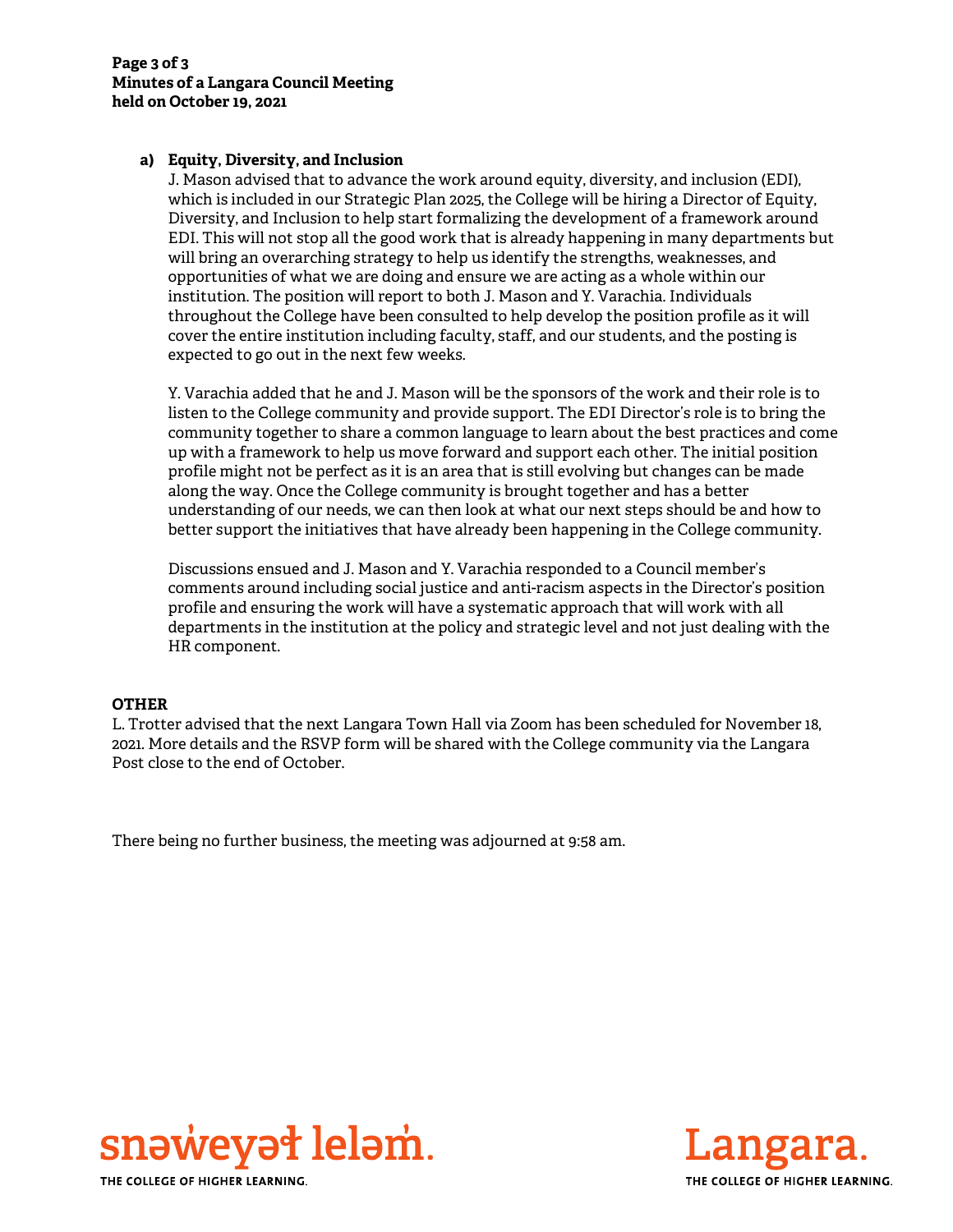a) **Equity, Diversity, and Inclusion**

J. Mason advised that to advance the work around equity, diversity, and inclusion (EDI), which is included in our Strategic Plan 2025, the College will be hiring a Director of Equity, Diversity, and Inclusion to help start formalizing the development of a framework around EDI. This will not stop all the good work that is already happening in many departments but will bring an overarching strategy to help us identify the strengths, weaknesses, and opportunities of what we are doing and ensure we are acting as a whole within our institution. The position will report to both J. Mason and Y. Varachia. Individuals throughout the College have been consulted to help develop the position profile as it will cover the entire institution including faculty, staff, and our students, and the posting is expected to go out in the next few weeks.

Y. Varachia added that he and J. Mason will be the sponsors of the work and their role is to listen to the College community and provide support. The EDI Director's role is to bring the community together to share a common language to learn about the best practices and come up with a framework to help us move forward and support each other. The initial position profile might not be perfect as it is an area that is still evolving but changes can be made along the way. Once the College community is brought together and has a better understanding of our needs, we can then look at what our next steps should be and how to better support the initiatives that have already been happening in the College community.

Discussions ensued and J. Mason and Y. Varachia responded to a Council member's comments around including social justice and anti-racism aspects in the Director's position profile and ensuring the work will have a systematic approach that will work with all departments in the institution at the policy and strategic level and not just dealing with the HR component.

**OTHER**

L. Trotter advised that the next Langara Town Hall via Zoom has been scheduled for November 18, 2021. More details and the RSVP form will be shared with the College community via the Langara Post close to the end of October.

There being no further business, the meeting was adjourned at 9:58 am.